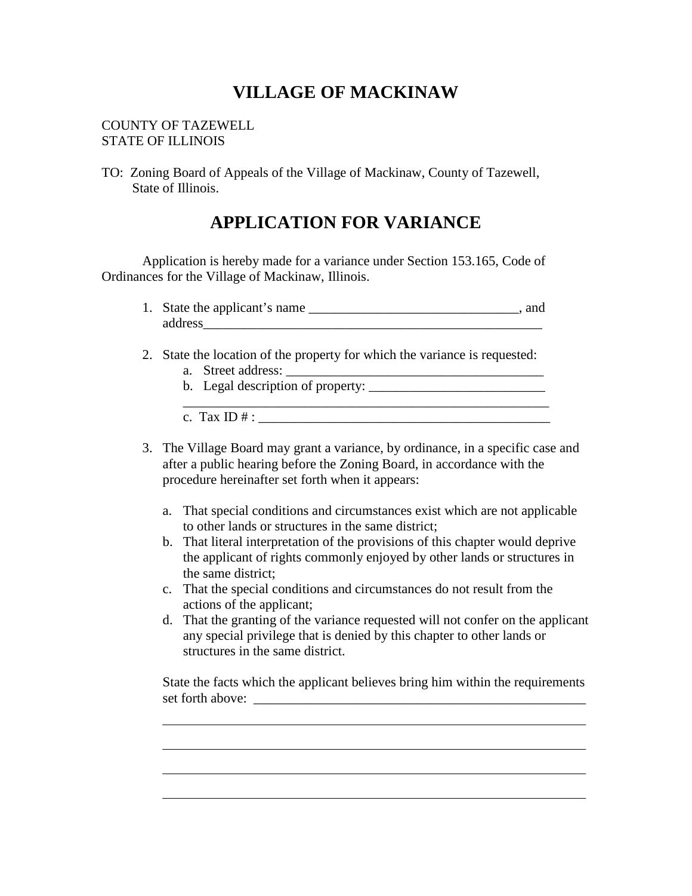# VILLAGE OF MACKINAW

COUNTY OF TAZEWELL
STATE OF ILLINOIS

TO: Zoning Board of Appeals of the Village of Mackinaw, County of Tazewell, State of Illinois.

## APPLICATION FOR VARIANCE

Application is hereby made for a variance under Section 153.165, Code of Ordinances for the Village of Mackinaw, Illinois.

1. State the applicant's name _______________________________, and address_____________________________________________________

2. State the location of the property for which the variance is requested:
   a. Street address: ________________________________________
   b. Legal description of property: __________________________
   ________________________________________________________
   c. Tax ID # : ____________________________________________

3. The Village Board may grant a variance, by ordinance, in a specific case and after a public hearing before the Zoning Board, in accordance with the procedure hereinafter set forth when it appears:

   a. That special conditions and circumstances exist which are not applicable to other lands or structures in the same district;
   b. That literal interpretation of the provisions of this chapter would deprive the applicant of rights commonly enjoyed by other lands or structures in the same district;
   c. That the special conditions and circumstances do not result from the actions of the applicant;
   d. That the granting of the variance requested will not confer on the applicant any special privilege that is denied by this chapter to other lands or structures in the same district.

   State the facts which the applicant believes bring him within the requirements set forth above: ____________________________________________________

   _________________________________________________________________

   _________________________________________________________________

   _________________________________________________________________

   _________________________________________________________________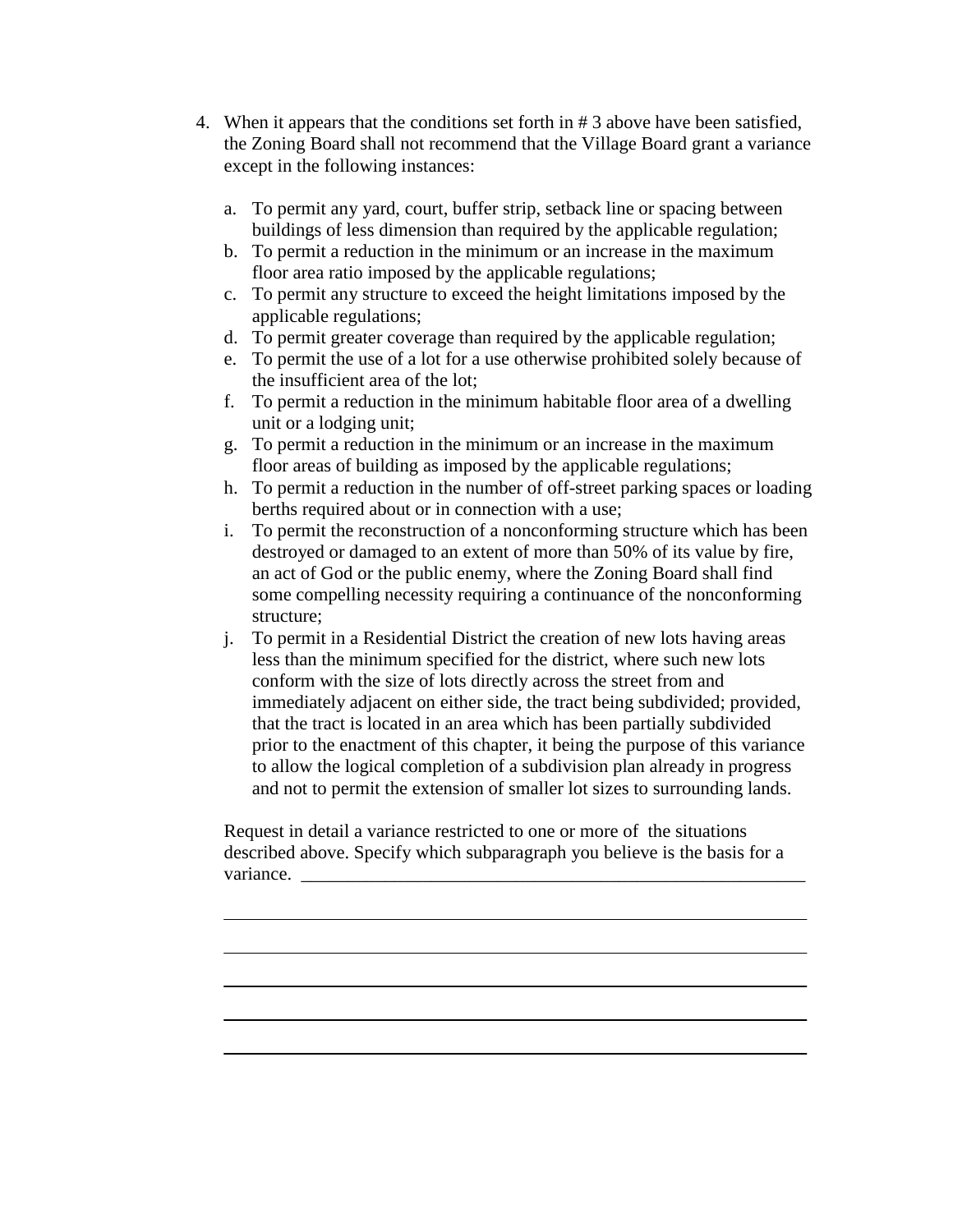4. When it appears that the conditions set forth in # 3 above have been satisfied, the Zoning Board shall not recommend that the Village Board grant a variance except in the following instances:

   a. To permit any yard, court, buffer strip, setback line or spacing between buildings of less dimension than required by the applicable regulation;
   b. To permit a reduction in the minimum or an increase in the maximum floor area ratio imposed by the applicable regulations;
   c. To permit any structure to exceed the height limitations imposed by the applicable regulations;
   d. To permit greater coverage than required by the applicable regulation;
   e. To permit the use of a lot for a use otherwise prohibited solely because of the insufficient area of the lot;
   f. To permit a reduction in the minimum habitable floor area of a dwelling unit or a lodging unit;
   g. To permit a reduction in the minimum or an increase in the maximum floor areas of building as imposed by the applicable regulations;
   h. To permit a reduction in the number of off-street parking spaces or loading berths required about or in connection with a use;
   i. To permit the reconstruction of a nonconforming structure which has been destroyed or damaged to an extent of more than 50% of its value by fire, an act of God or the public enemy, where the Zoning Board shall find some compelling necessity requiring a continuance of the nonconforming structure;
   j. To permit in a Residential District the creation of new lots having areas less than the minimum specified for the district, where such new lots conform with the size of lots directly across the street from and immediately adjacent on either side, the tract being subdivided; provided, that the tract is located in an area which has been partially subdivided prior to the enactment of this chapter, it being the purpose of this variance to allow the logical completion of a subdivision plan already in progress and not to permit the extension of smaller lot sizes to surrounding lands.

   Request in detail a variance restricted to one or more of the situations described above. Specify which subparagraph you believe is the basis for a variance. ____________________________________________________________

   ____________________________________________________________

   ____________________________________________________________

   ____________________________________________________________

   ____________________________________________________________

   ____________________________________________________________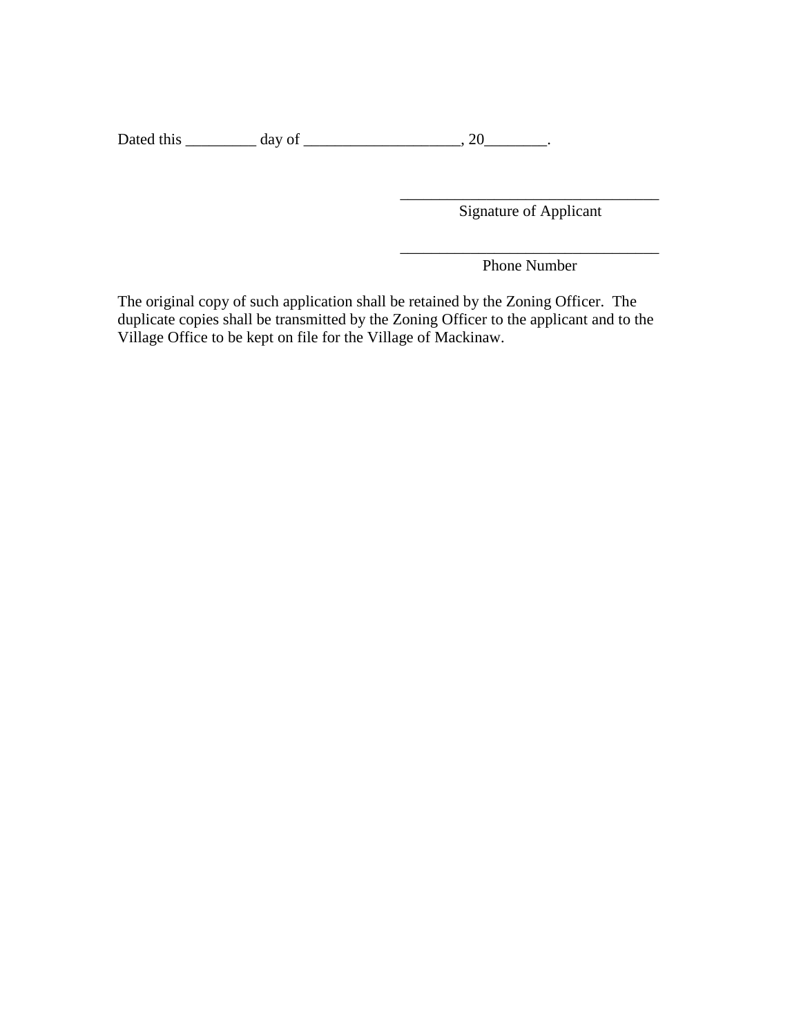Dated this _________ day of ____________________, 20________.

__________________________________
Signature of Applicant

__________________________________
Phone Number

The original copy of such application shall be retained by the Zoning Officer. The duplicate copies shall be transmitted by the Zoning Officer to the applicant and to the Village Office to be kept on file for the Village of Mackinaw.